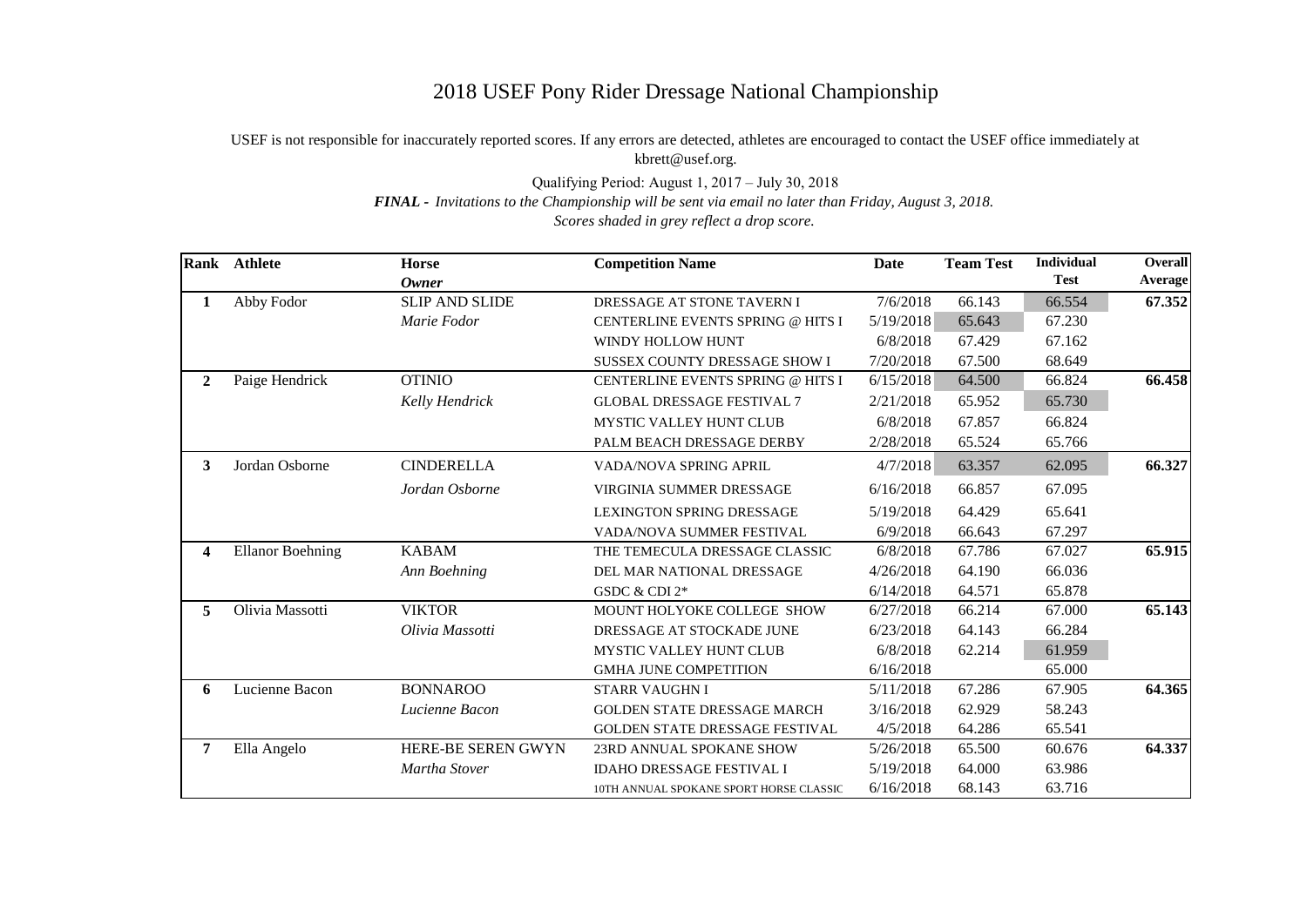# 2018 USEF Pony Rider Dressage National Championship

USEF is not responsible for inaccurately reported scores. If any errors are detected, athletes are encouraged to contact the USEF office immediately at kbrett@usef.org.

Qualifying Period: August 1, 2017 – July 30, 2018

***FINAL** - Invitations to the Championship will be sent via email no later than Friday, August 3, 2018.*

*Scores shaded in grey reflect a drop score.*

| Rank | Athlete | Horse / *Owner* | Competition Name | Date | Team Test | Individual Test | Overall Average |
|---|---|---|---|---|---|---|---|
| 1 | Abby Fodor | SLIP AND SLIDE | DRESSAGE AT STONE TAVERN I | 7/6/2018 | 66.143 | 66.554 | 67.352 |
| | | *Marie Fodor* | CENTERLINE EVENTS SPRING @ HITS I | 5/19/2018 | 65.643 | 67.230 | |
| | | | WINDY HOLLOW HUNT | 6/8/2018 | 67.429 | 67.162 | |
| | | | SUSSEX COUNTY DRESSAGE SHOW I | 7/20/2018 | 67.500 | 68.649 | |
| 2 | Paige Hendrick | OTINIO | CENTERLINE EVENTS SPRING @ HITS I | 6/15/2018 | 64.500 | 66.824 | 66.458 |
| | | *Kelly Hendrick* | GLOBAL DRESSAGE FESTIVAL 7 | 2/21/2018 | 65.952 | 65.730 | |
| | | | MYSTIC VALLEY HUNT CLUB | 6/8/2018 | 67.857 | 66.824 | |
| | | | PALM BEACH DRESSAGE DERBY | 2/28/2018 | 65.524 | 65.766 | |
| 3 | Jordan Osborne | CINDERELLA | VADA/NOVA SPRING APRIL | 4/7/2018 | 63.357 | 62.095 | 66.327 |
| | | *Jordan Osborne* | VIRGINIA SUMMER DRESSAGE | 6/16/2018 | 66.857 | 67.095 | |
| | | | LEXINGTON SPRING DRESSAGE | 5/19/2018 | 64.429 | 65.641 | |
| | | | VADA/NOVA SUMMER FESTIVAL | 6/9/2018 | 66.643 | 67.297 | |
| 4 | Ellanor Boehning | KABAM | THE TEMECULA DRESSAGE CLASSIC | 6/8/2018 | 67.786 | 67.027 | 65.915 |
| | | *Ann Boehning* | DEL MAR NATIONAL DRESSAGE | 4/26/2018 | 64.190 | 66.036 | |
| | | | GSDC & CDI 2* | 6/14/2018 | 64.571 | 65.878 | |
| 5 | Olivia Massotti | VIKTOR | MOUNT HOLYOKE COLLEGE SHOW | 6/27/2018 | 66.214 | 67.000 | 65.143 |
| | | *Olivia Massotti* | DRESSAGE AT STOCKADE JUNE | 6/23/2018 | 64.143 | 66.284 | |
| | | | MYSTIC VALLEY HUNT CLUB | 6/8/2018 | 62.214 | 61.959 | |
| | | | GMHA JUNE COMPETITION | 6/16/2018 | | 65.000 | |
| 6 | Lucienne Bacon | BONNAROO | STARR VAUGHN I | 5/11/2018 | 67.286 | 67.905 | 64.365 |
| | | *Lucienne Bacon* | GOLDEN STATE DRESSAGE MARCH | 3/16/2018 | 62.929 | 58.243 | |
| | | | GOLDEN STATE DRESSAGE FESTIVAL | 4/5/2018 | 64.286 | 65.541 | |
| 7 | Ella Angelo | HERE-BE SEREN GWYN | 23RD ANNUAL SPOKANE SHOW | 5/26/2018 | 65.500 | 60.676 | 64.337 |
| | | *Martha Stover* | IDAHO DRESSAGE FESTIVAL I | 5/19/2018 | 64.000 | 63.986 | |
| | | | 10TH ANNUAL SPOKANE SPORT HORSE CLASSIC | 6/16/2018 | 68.143 | 63.716 | |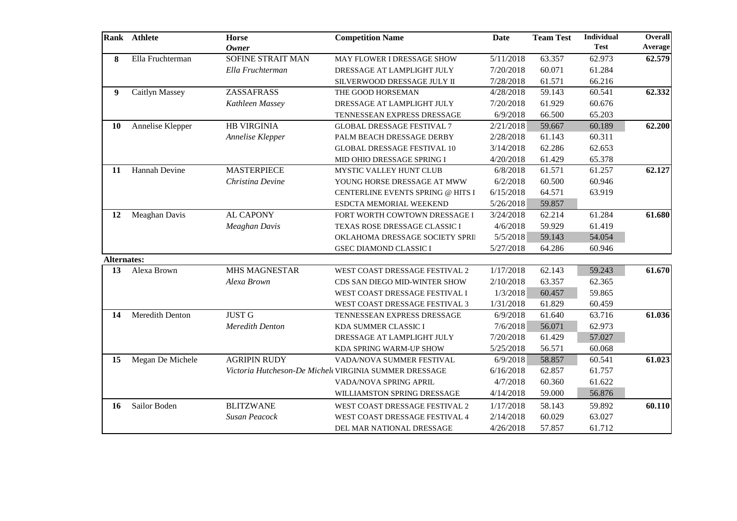| Rank | Athlete | Horse<br>*Owner* | Competition Name | Date | Team Test | Individual Test | Overall Average |
|---|---|---|---|---|---|---|---|
| **8** | Ella Fruchterman | SOFINE STRAIT MAN | MAY FLOWER I DRESSAGE SHOW | 5/11/2018 | 63.357 | 62.973 | **62.579** |
| | | *Ella Fruchterman* | DRESSAGE AT LAMPLIGHT JULY | 7/20/2018 | 60.071 | 61.284 | |
| | | | SILVERWOOD DRESSAGE JULY II | 7/28/2018 | 61.571 | 66.216 | |
| **9** | Caitlyn Massey | ZASSAFRASS | THE GOOD HORSEMAN | 4/28/2018 | 59.143 | 60.541 | **62.332** |
| | | *Kathleen Massey* | DRESSAGE AT LAMPLIGHT JULY | 7/20/2018 | 61.929 | 60.676 | |
| | | | TENNESSEAN EXPRESS DRESSAGE | 6/9/2018 | 66.500 | 65.203 | |
| **10** | Annelise Klepper | HB VIRGINIA | GLOBAL DRESSAGE FESTIVAL 7 | 2/21/2018 | 59.667 | 60.189 | **62.200** |
| | | *Annelise Klepper* | PALM BEACH DRESSAGE DERBY | 2/28/2018 | 61.143 | 60.311 | |
| | | | GLOBAL DRESSAGE FESTIVAL 10 | 3/14/2018 | 62.286 | 62.653 | |
| | | | MID OHIO DRESSAGE SPRING I | 4/20/2018 | 61.429 | 65.378 | |
| **11** | Hannah Devine | MASTERPIECE | MYSTIC VALLEY HUNT CLUB | 6/8/2018 | 61.571 | 61.257 | **62.127** |
| | | *Christina Devine* | YOUNG HORSE DRESSAGE AT MWW | 6/2/2018 | 60.500 | 60.946 | |
| | | | CENTERLINE EVENTS SPRING @ HITS I | 6/15/2018 | 64.571 | 63.919 | |
| | | | ESDCTA MEMORIAL WEEKEND | 5/26/2018 | 59.857 | | |
| **12** | Meaghan Davis | AL CAPONY | FORT WORTH COWTOWN DRESSAGE I | 3/24/2018 | 62.214 | 61.284 | **61.680** |
| | | *Meaghan Davis* | TEXAS ROSE DRESSAGE CLASSIC I | 4/6/2018 | 59.929 | 61.419 | |
| | | | OKLAHOMA DRESSAGE SOCIETY SPRI | 5/5/2018 | 59.143 | 54.054 | |
| | | | GSEC DIAMOND CLASSIC I | 5/27/2018 | 64.286 | 60.946 | |
| **Alternates:** | | | | | | | |
| **13** | Alexa Brown | MHS MAGNESTAR | WEST COAST DRESSAGE FESTIVAL 2 | 1/17/2018 | 62.143 | 59.243 | **61.670** |
| | | *Alexa Brown* | CDS SAN DIEGO MID-WINTER SHOW | 2/10/2018 | 63.357 | 62.365 | |
| | | | WEST COAST DRESSAGE FESTIVAL I | 1/3/2018 | 60.457 | 59.865 | |
| | | | WEST COAST DRESSAGE FESTIVAL 3 | 1/31/2018 | 61.829 | 60.459 | |
| **14** | Meredith Denton | JUST G | TENNESSEAN EXPRESS DRESSAGE | 6/9/2018 | 61.640 | 63.716 | **61.036** |
| | | *Meredith Denton* | KDA SUMMER CLASSIC I | 7/6/2018 | 56.071 | 62.973 | |
| | | | DRESSAGE AT LAMPLIGHT JULY | 7/20/2018 | 61.429 | 57.027 | |
| | | | KDA SPRING WARM-UP SHOW | 5/25/2018 | 56.571 | 60.068 | |
| **15** | Megan De Michele | AGRIPIN RUDY | VADA/NOVA SUMMER FESTIVAL | 6/9/2018 | 58.857 | 60.541 | **61.023** |
| | | *Victoria Hutcheson-De Michel* | VIRGINIA SUMMER DRESSAGE | 6/16/2018 | 62.857 | 61.757 | |
| | | | VADA/NOVA SPRING APRIL | 4/7/2018 | 60.360 | 61.622 | |
| | | | WILLIAMSTON SPRING DRESSAGE | 4/14/2018 | 59.000 | 56.876 | |
| **16** | Sailor Boden | BLITZWANE | WEST COAST DRESSAGE FESTIVAL 2 | 1/17/2018 | 58.143 | 59.892 | **60.110** |
| | | *Susan Peacock* | WEST COAST DRESSAGE FESTIVAL 4 | 2/14/2018 | 60.029 | 63.027 | |
| | | | DEL MAR NATIONAL DRESSAGE | 4/26/2018 | 57.857 | 61.712 | |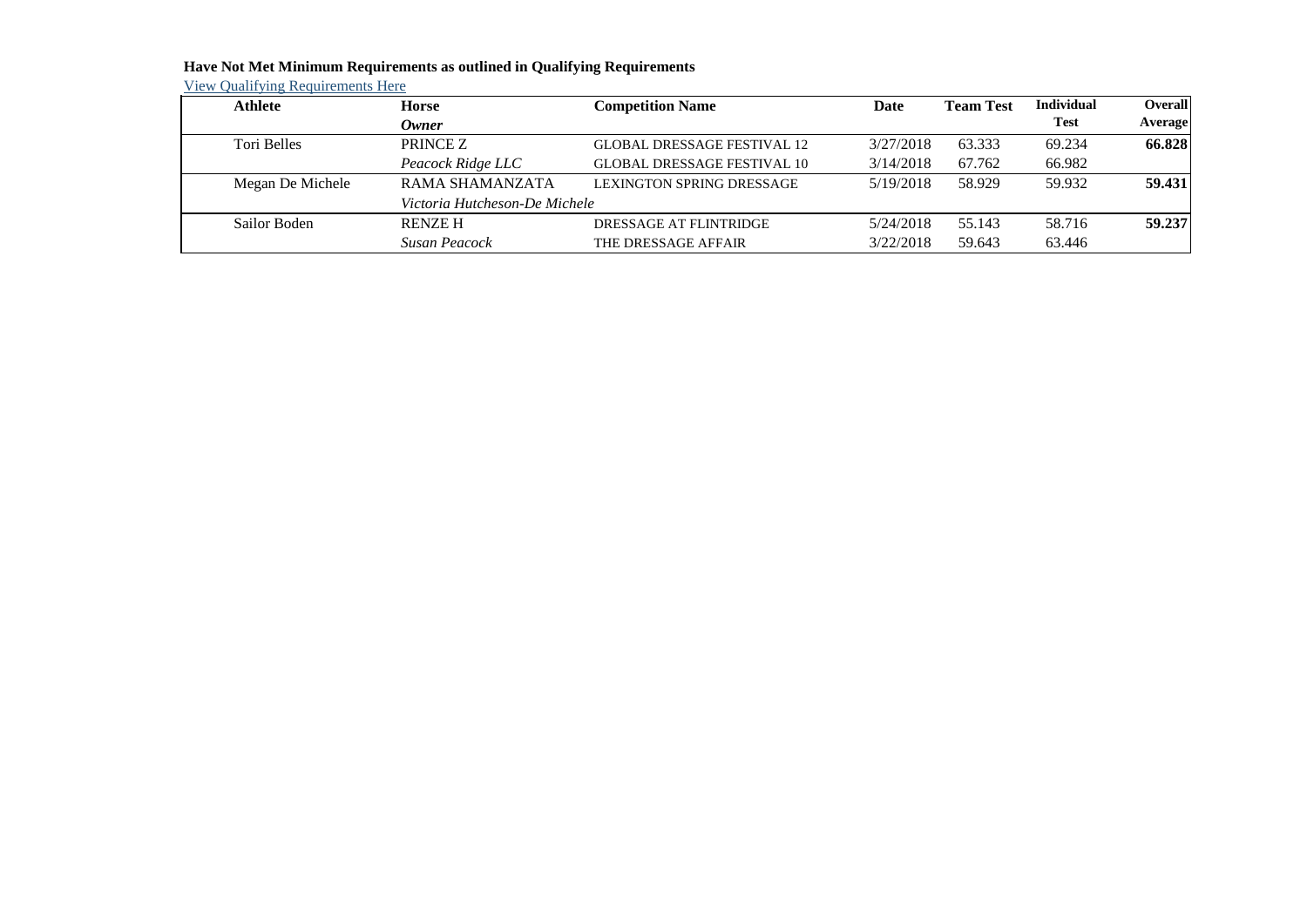**Have Not Met Minimum Requirements as outlined in Qualifying Requirements**

View Qualifying Requirements Here

| Athlete | Horse<br>*Owner* | Competition Name | Date | Team Test | Individual Test | Overall Average |
|---|---|---|---|---|---|---|
| Tori Belles | PRINCE Z | GLOBAL DRESSAGE FESTIVAL 12 | 3/27/2018 | 63.333 | 69.234 | **66.828** |
| | *Peacock Ridge LLC* | GLOBAL DRESSAGE FESTIVAL 10 | 3/14/2018 | 67.762 | 66.982 | |
| Megan De Michele | RAMA SHAMANZATA | LEXINGTON SPRING DRESSAGE | 5/19/2018 | 58.929 | 59.932 | **59.431** |
| | *Victoria Hutcheson-De Michele* | | | | | |
| Sailor Boden | RENZE H | DRESSAGE AT FLINTRIDGE | 5/24/2018 | 55.143 | 58.716 | **59.237** |
| | *Susan Peacock* | THE DRESSAGE AFFAIR | 3/22/2018 | 59.643 | 63.446 | |